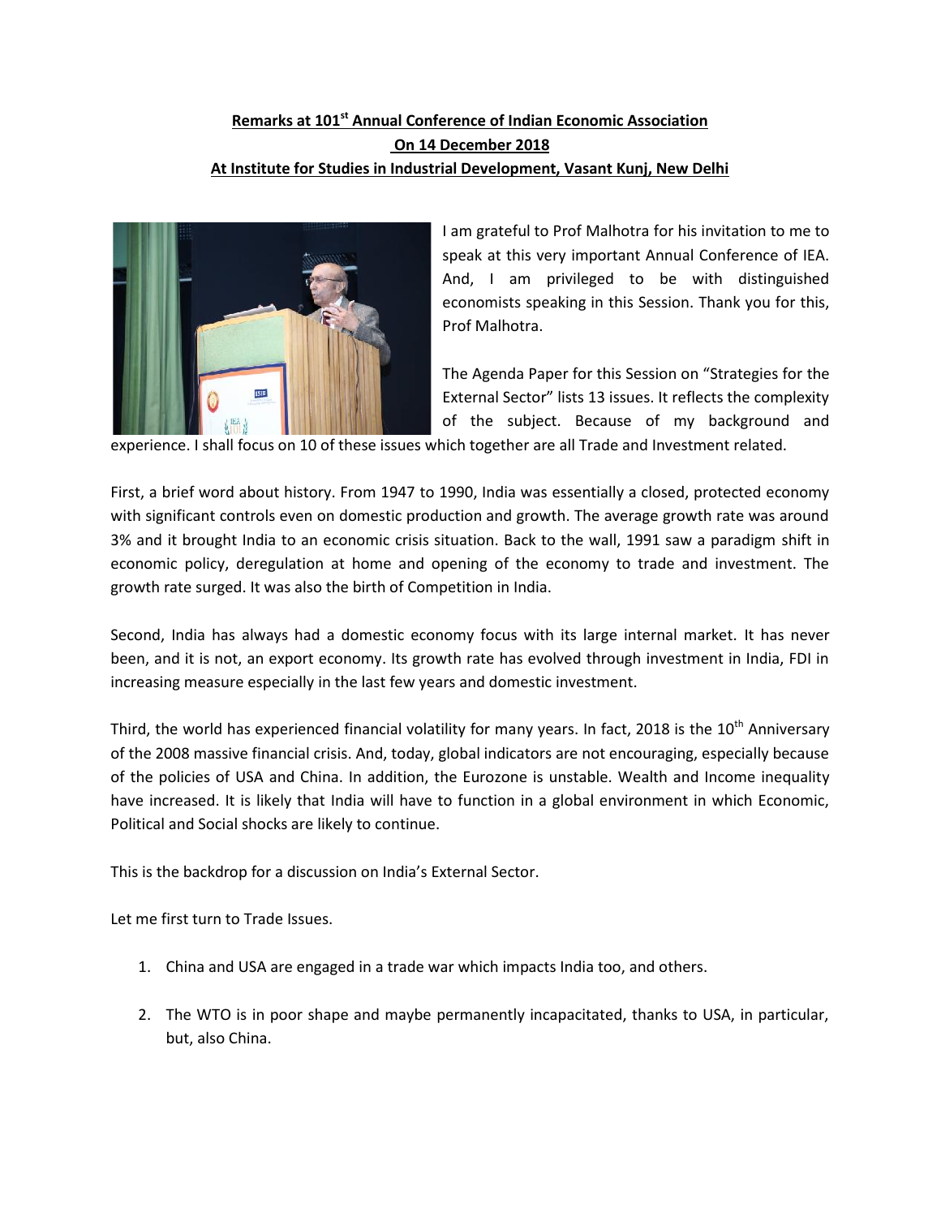**Remarks at 101st Annual Conference of Indian Economic Association**
**On 14 December 2018**
**At Institute for Studies in Industrial Development, Vasant Kunj, New Delhi**

I am grateful to Prof Malhotra for his invitation to me to speak at this very important Annual Conference of IEA. And, I am privileged to be with distinguished economists speaking in this Session. Thank you for this, Prof Malhotra.

The Agenda Paper for this Session on "Strategies for the External Sector" lists 13 issues. It reflects the complexity of the subject. Because of my background and experience. I shall focus on 10 of these issues which together are all Trade and Investment related.

First, a brief word about history. From 1947 to 1990, India was essentially a closed, protected economy with significant controls even on domestic production and growth. The average growth rate was around 3% and it brought India to an economic crisis situation. Back to the wall, 1991 saw a paradigm shift in economic policy, deregulation at home and opening of the economy to trade and investment. The growth rate surged. It was also the birth of Competition in India.

Second, India has always had a domestic economy focus with its large internal market. It has never been, and it is not, an export economy. Its growth rate has evolved through investment in India, FDI in increasing measure especially in the last few years and domestic investment.

Third, the world has experienced financial volatility for many years. In fact, 2018 is the 10th Anniversary of the 2008 massive financial crisis. And, today, global indicators are not encouraging, especially because of the policies of USA and China. In addition, the Eurozone is unstable. Wealth and Income inequality have increased. It is likely that India will have to function in a global environment in which Economic, Political and Social shocks are likely to continue.

This is the backdrop for a discussion on India's External Sector.

Let me first turn to Trade Issues.

1. China and USA are engaged in a trade war which impacts India too, and others.

2. The WTO is in poor shape and maybe permanently incapacitated, thanks to USA, in particular, but, also China.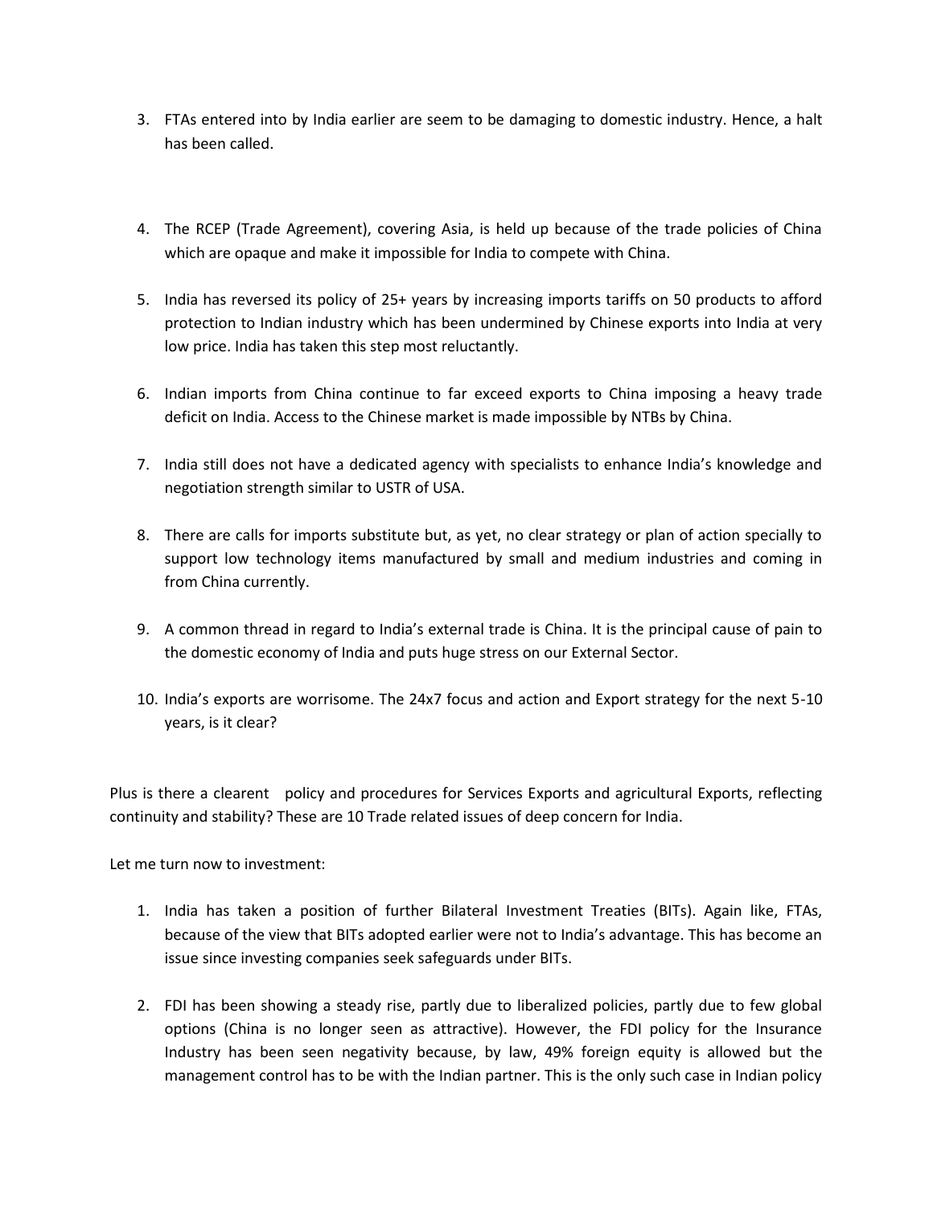3. FTAs entered into by India earlier are seem to be damaging to domestic industry. Hence, a halt has been called.

4. The RCEP (Trade Agreement), covering Asia, is held up because of the trade policies of China which are opaque and make it impossible for India to compete with China.

5. India has reversed its policy of 25+ years by increasing imports tariffs on 50 products to afford protection to Indian industry which has been undermined by Chinese exports into India at very low price. India has taken this step most reluctantly.

6. Indian imports from China continue to far exceed exports to China imposing a heavy trade deficit on India. Access to the Chinese market is made impossible by NTBs by China.

7. India still does not have a dedicated agency with specialists to enhance India's knowledge and negotiation strength similar to USTR of USA.

8. There are calls for imports substitute but, as yet, no clear strategy or plan of action specially to support low technology items manufactured by small and medium industries and coming in from China currently.

9. A common thread in regard to India's external trade is China. It is the principal cause of pain to the domestic economy of India and puts huge stress on our External Sector.

10. India's exports are worrisome. The 24x7 focus and action and Export strategy for the next 5-10 years, is it clear?

Plus is there a clearent policy and procedures for Services Exports and agricultural Exports, reflecting continuity and stability? These are 10 Trade related issues of deep concern for India.

Let me turn now to investment:

1. India has taken a position of further Bilateral Investment Treaties (BITs). Again like, FTAs, because of the view that BITs adopted earlier were not to India's advantage. This has become an issue since investing companies seek safeguards under BITs.

2. FDI has been showing a steady rise, partly due to liberalized policies, partly due to few global options (China is no longer seen as attractive). However, the FDI policy for the Insurance Industry has been seen negativity because, by law, 49% foreign equity is allowed but the management control has to be with the Indian partner. This is the only such case in Indian policy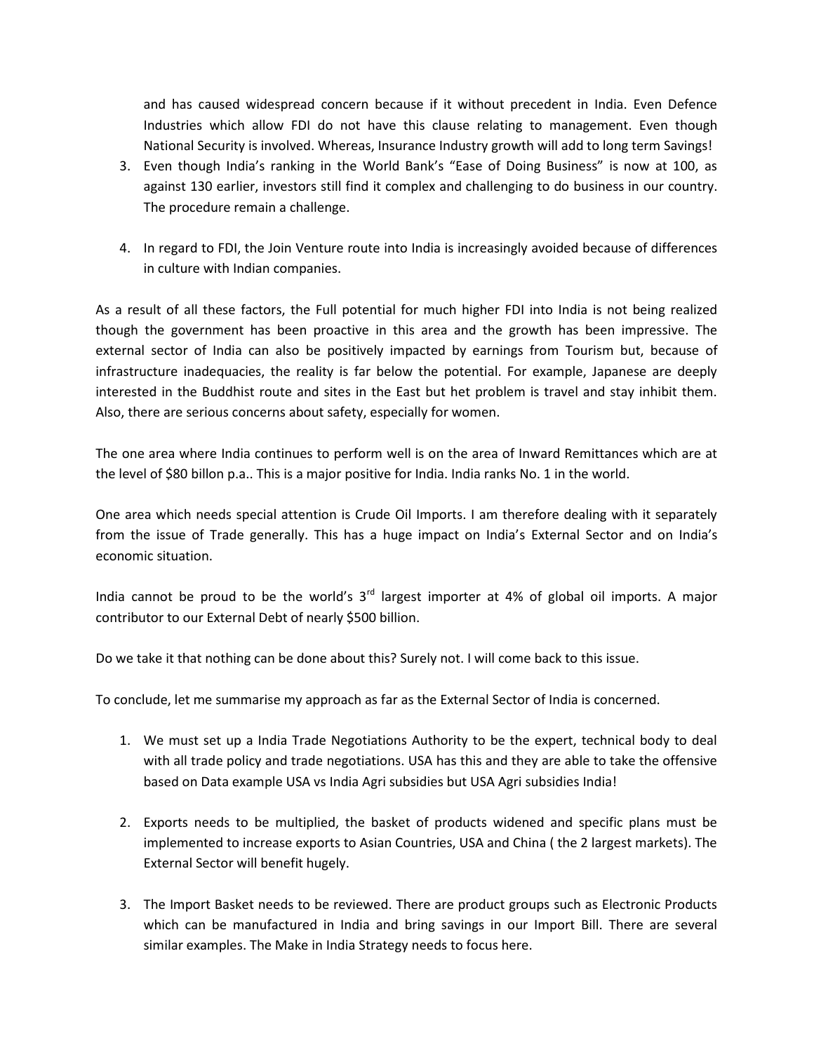and has caused widespread concern because if it without precedent in India. Even Defence Industries which allow FDI do not have this clause relating to management. Even though National Security is involved. Whereas, Insurance Industry growth will add to long term Savings!

3. Even though India's ranking in the World Bank's "Ease of Doing Business" is now at 100, as against 130 earlier, investors still find it complex and challenging to do business in our country. The procedure remain a challenge.

4. In regard to FDI, the Join Venture route into India is increasingly avoided because of differences in culture with Indian companies.

As a result of all these factors, the Full potential for much higher FDI into India is not being realized though the government has been proactive in this area and the growth has been impressive. The external sector of India can also be positively impacted by earnings from Tourism but, because of infrastructure inadequacies, the reality is far below the potential. For example, Japanese are deeply interested in the Buddhist route and sites in the East but het problem is travel and stay inhibit them. Also, there are serious concerns about safety, especially for women.

The one area where India continues to perform well is on the area of Inward Remittances which are at the level of \$80 billon p.a.. This is a major positive for India. India ranks No. 1 in the world.

One area which needs special attention is Crude Oil Imports. I am therefore dealing with it separately from the issue of Trade generally. This has a huge impact on India's External Sector and on India's economic situation.

India cannot be proud to be the world's 3rd largest importer at 4% of global oil imports. A major contributor to our External Debt of nearly \$500 billion.

Do we take it that nothing can be done about this? Surely not. I will come back to this issue.

To conclude, let me summarise my approach as far as the External Sector of India is concerned.

1. We must set up a India Trade Negotiations Authority to be the expert, technical body to deal with all trade policy and trade negotiations. USA has this and they are able to take the offensive based on Data example USA vs India Agri subsidies but USA Agri subsidies India!

2. Exports needs to be multiplied, the basket of products widened and specific plans must be implemented to increase exports to Asian Countries, USA and China ( the 2 largest markets). The External Sector will benefit hugely.

3. The Import Basket needs to be reviewed. There are product groups such as Electronic Products which can be manufactured in India and bring savings in our Import Bill. There are several similar examples. The Make in India Strategy needs to focus here.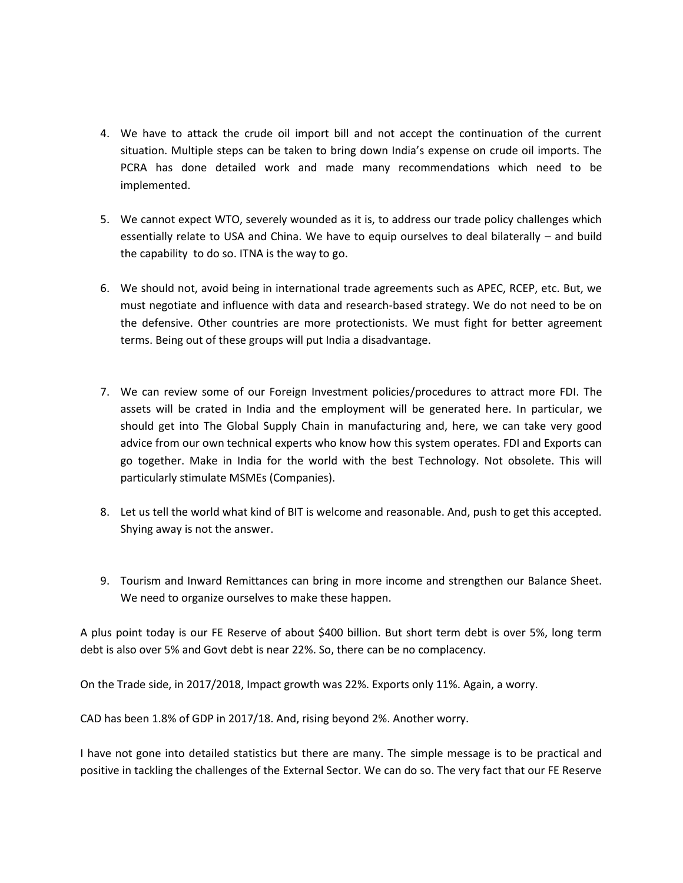4. We have to attack the crude oil import bill and not accept the continuation of the current situation. Multiple steps can be taken to bring down India's expense on crude oil imports. The PCRA has done detailed work and made many recommendations which need to be implemented.

5. We cannot expect WTO, severely wounded as it is, to address our trade policy challenges which essentially relate to USA and China. We have to equip ourselves to deal bilaterally – and build the capability to do so. ITNA is the way to go.

6. We should not, avoid being in international trade agreements such as APEC, RCEP, etc. But, we must negotiate and influence with data and research-based strategy. We do not need to be on the defensive. Other countries are more protectionists. We must fight for better agreement terms. Being out of these groups will put India a disadvantage.

7. We can review some of our Foreign Investment policies/procedures to attract more FDI. The assets will be crated in India and the employment will be generated here. In particular, we should get into The Global Supply Chain in manufacturing and, here, we can take very good advice from our own technical experts who know how this system operates. FDI and Exports can go together. Make in India for the world with the best Technology. Not obsolete. This will particularly stimulate MSMEs (Companies).

8. Let us tell the world what kind of BIT is welcome and reasonable. And, push to get this accepted. Shying away is not the answer.

9. Tourism and Inward Remittances can bring in more income and strengthen our Balance Sheet. We need to organize ourselves to make these happen.

A plus point today is our FE Reserve of about $400 billion. But short term debt is over 5%, long term debt is also over 5% and Govt debt is near 22%. So, there can be no complacency.

On the Trade side, in 2017/2018, Impact growth was 22%. Exports only 11%. Again, a worry.

CAD has been 1.8% of GDP in 2017/18. And, rising beyond 2%. Another worry.

I have not gone into detailed statistics but there are many. The simple message is to be practical and positive in tackling the challenges of the External Sector. We can do so. The very fact that our FE Reserve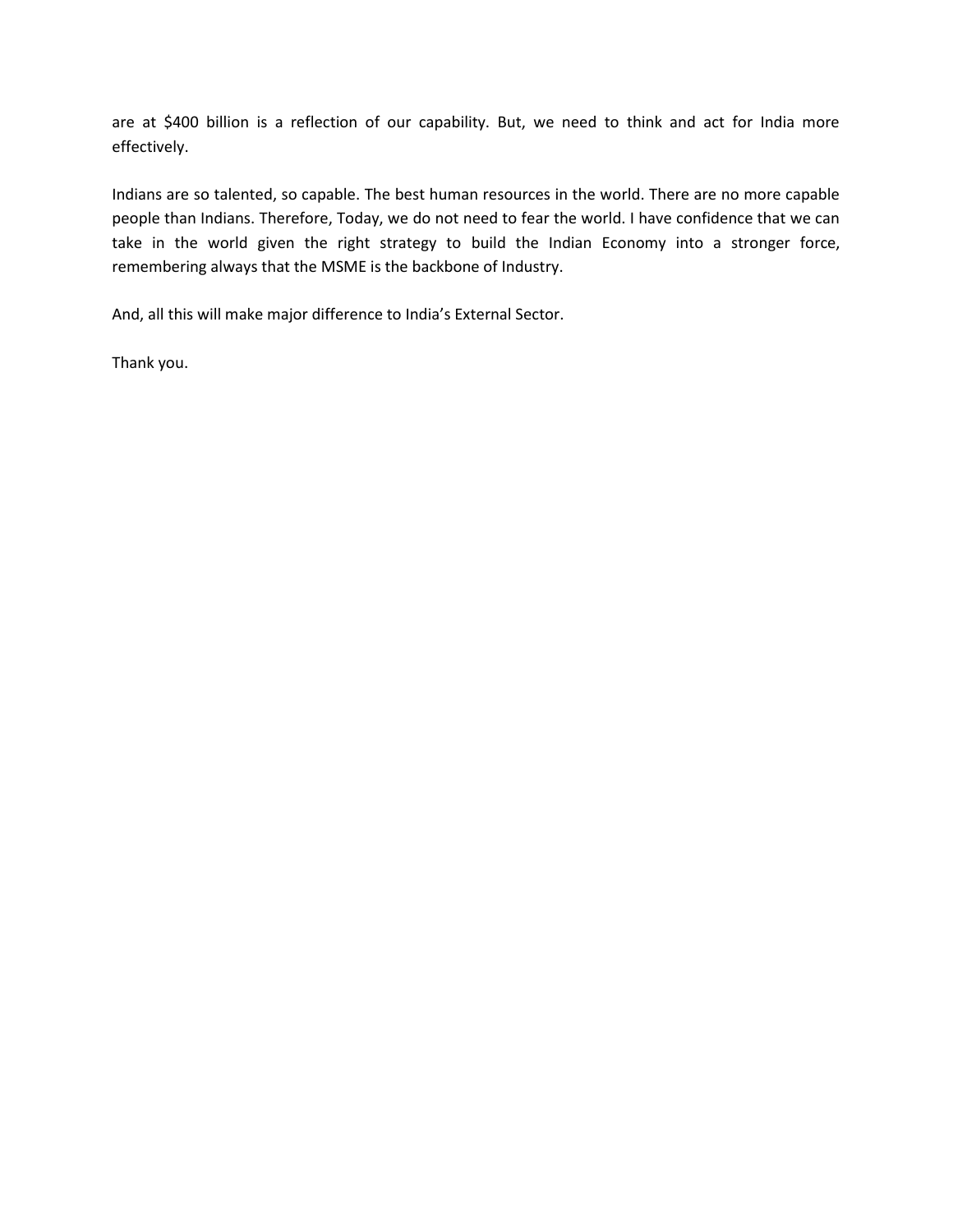are at $400 billion is a reflection of our capability. But, we need to think and act for India more effectively.

Indians are so talented, so capable. The best human resources in the world. There are no more capable people than Indians. Therefore, Today, we do not need to fear the world. I have confidence that we can take in the world given the right strategy to build the Indian Economy into a stronger force, remembering always that the MSME is the backbone of Industry.

And, all this will make major difference to India's External Sector.

Thank you.